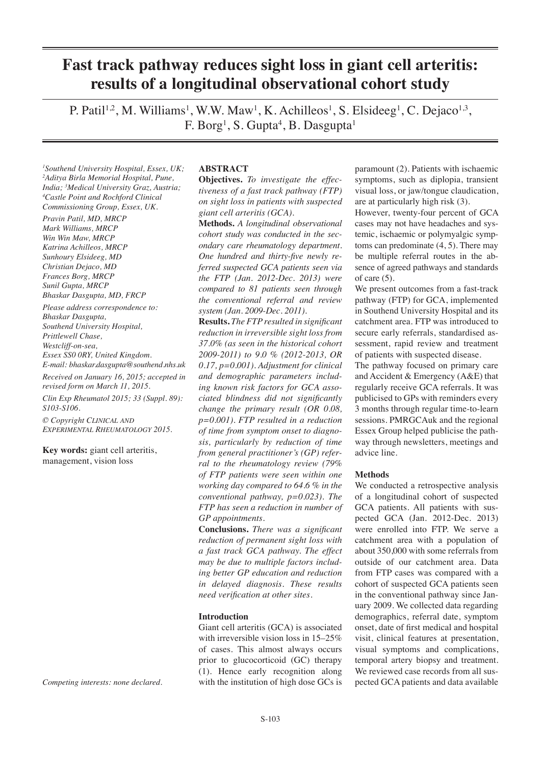# Fast track pathway reduces sight loss in giant cell arteritis: results of a longitudinal observational cohort study

P. Patil[1,2], M. Williams[1], W.W. Maw[1], K. Achilleos[1], S. Elsideeg[1], C. Dejaco[1,3], F. Borg[1], S. Gupta[4], B. Dasgupta[1]

*[1]Southend University Hospital, Essex, UK; [2]Aditya Birla Memorial Hospital, Pune, India; [3]Medical University Graz, Austria; [4]Castle Point and Rochford Clinical Commissioning Group, Essex, UK.*

*Pravin Patil, MD, MRCP*
*Mark Williams, MRCP*
*Win Win Maw, MRCP*
*Katrina Achilleos, MRCP*
*Sunhoury Elsideeg, MD*
*Christian Dejaco, MD*
*Frances Borg, MRCP*
*Sunil Gupta, MRCP*
*Bhaskar Dasgupta, MD, FRCP*

*Please address correspondence to:*
*Bhaskar Dasgupta,*
*Southend University Hospital,*
*Prittlewell Chase,*
*Westcliff-on-sea,*
*Essex SS0 0RY, United Kingdom.*
*E-mail: bhaskar.dasgupta@southend.nhs.uk*

*Received on January 16, 2015; accepted in revised form on March 11, 2015.*

*Clin Exp Rheumatol 2015; 33 (Suppl. 89): S103-S106.*

*© Copyright CLINICAL AND EXPERIMENTAL RHEUMATOLOGY 2015.*

**Key words:** giant cell arteritis, management, vision loss

*Competing interests: none declared.*

## ABSTRACT

**Objectives.** *To investigate the effectiveness of a fast track pathway (FTP) on sight loss in patients with suspected giant cell arteritis (GCA).*

**Methods.** *A longitudinal observational cohort study was conducted in the secondary care rheumatology department. One hundred and thirty-five newly referred suspected GCA patients seen via the FTP (Jan. 2012-Dec. 2013) were compared to 81 patients seen through the conventional referral and review system (Jan. 2009-Dec. 2011).*

**Results.** *The FTP resulted in significant reduction in irreversible sight loss from 37.0% (as seen in the historical cohort 2009-2011) to 9.0 % (2012-2013, OR 0.17, p=0.001). Adjustment for clinical and demographic parameters including known risk factors for GCA associated blindness did not significantly change the primary result (OR 0.08, p=0.001). FTP resulted in a reduction of time from symptom onset to diagnosis, particularly by reduction of time from general practitioner's (GP) referral to the rheumatology review (79% of FTP patients were seen within one working day compared to 64.6 % in the conventional pathway, p=0.023). The FTP has seen a reduction in number of GP appointments.*

**Conclusions.** *There was a significant reduction of permanent sight loss with a fast track GCA pathway. The effect may be due to multiple factors including better GP education and reduction in delayed diagnosis. These results need verification at other sites.*

## Introduction

Giant cell arteritis (GCA) is associated with irreversible vision loss in 15–25% of cases. This almost always occurs prior to glucocorticoid (GC) therapy (1). Hence early recognition along with the institution of high dose GCs is paramount (2). Patients with ischaemic symptoms, such as diplopia, transient visual loss, or jaw/tongue claudication, are at particularly high risk (3).

However, twenty-four percent of GCA cases may not have headaches and systemic, ischaemic or polymyalgic symptoms can predominate (4, 5). There may be multiple referral routes in the absence of agreed pathways and standards of care (5).

We present outcomes from a fast-track pathway (FTP) for GCA, implemented in Southend University Hospital and its catchment area. FTP was introduced to secure early referrals, standardised assessment, rapid review and treatment of patients with suspected disease.

The pathway focused on primary care and Accident & Emergency (A&E) that regularly receive GCA referrals. It was publicised to GPs with reminders every 3 months through regular time-to-learn sessions. PMRGCAuk and the regional Essex Group helped publicise the pathway through newsletters, meetings and advice line.

## Methods

We conducted a retrospective analysis of a longitudinal cohort of suspected GCA patients. All patients with suspected GCA (Jan. 2012-Dec. 2013) were enrolled into FTP. We serve a catchment area with a population of about 350,000 with some referrals from outside of our catchment area. Data from FTP cases was compared with a cohort of suspected GCA patients seen in the conventional pathway since January 2009. We collected data regarding demographics, referral date, symptom onset, date of first medical and hospital visit, clinical features at presentation, visual symptoms and complications, temporal artery biopsy and treatment. We reviewed case records from all suspected GCA patients and data available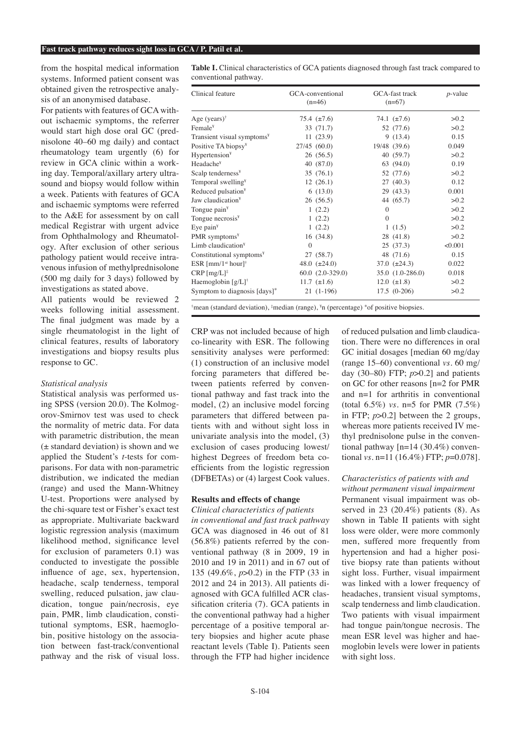from the hospital medical information systems. Informed patient consent was obtained given the retrospective analysis of an anonymised database.

For patients with features of GCA without ischaemic symptoms, the referrer would start high dose oral GC (prednisolone 40–60 mg daily) and contact rheumatology team urgently (6) for review in GCA clinic within a working day. Temporal/axillary artery ultrasound and biopsy would follow within a week. Patients with features of GCA and ischaemic symptoms were referred to the A&E for assessment by on call medical Registrar with urgent advice from Ophthalmology and Rheumatology. After exclusion of other serious pathology patient would receive intravenous infusion of methylprednisolone (500 mg daily for 3 days) followed by investigations as stated above.

All patients would be reviewed 2 weeks following initial assessment. The final judgment was made by a single rheumatologist in the light of clinical features, results of laboratory investigations and biopsy results plus response to GC.

*Statistical analysis*

Statistical analysis was performed using SPSS (version 20.0). The Kolmogorov-Smirnov test was used to check the normality of metric data. For data with parametric distribution, the mean (± standard deviation) is shown and we applied the Student's *t*-tests for comparisons. For data with non-parametric distribution, we indicated the median (range) and used the Mann-Whitney U-test. Proportions were analysed by the chi-square test or Fisher's exact test as appropriate. Multivariate backward logistic regression analysis (maximum likelihood method, significance level for exclusion of parameters 0.1) was conducted to investigate the possible influence of age, sex, hypertension, headache, scalp tenderness, temporal swelling, reduced pulsation, jaw claudication, tongue pain/necrosis, eye pain, PMR, limb claudication, constitutional symptoms, ESR, haemoglobin, positive histology on the association between fast-track/conventional pathway and the risk of visual loss. CRP was not included because of high co-linearity with ESR. The following sensitivity analyses were performed: (1) construction of an inclusive model forcing parameters that differed between patients referred by conventional pathway and fast track into the model, (2) an inclusive model forcing parameters that differed between patients with and without sight loss in univariate analysis into the model, (3) exclusion of cases producing lowest/highest Degrees of freedom beta coefficients from the logistic regression (DFBETAs) or (4) largest Cook values.

**Table I.** Clinical characteristics of GCA patients diagnosed through fast track compared to conventional pathway.

| Clinical feature | GCA-conventional (n=46) | GCA-fast track (n=67) | *p*-value |
|---|---|---|---|
| Age (years)[†] | 75.4 (±7.6) | 74.1 (±7.6) | >0.2 |
| Female[¥] | 33 (71.7) | 52 (77.6) | >0.2 |
| Transient visual symptoms[¥] | 11 (23.9) | 9 (13.4) | 0.15 |
| Positive TA biopsy[¥] | 27/45 (60.0) | 19/48 (39.6) | 0.049 |
| Hypertension[¥] | 26 (56.5) | 40 (59.7) | >0.2 |
| Headache[¥] | 40 (87.0) | 63 (94.0) | 0.19 |
| Scalp tenderness[¥] | 35 (76.1) | 52 (77.6) | >0.2 |
| Temporal swelling[¥] | 12 (26.1) | 27 (40.3) | 0.12 |
| Reduced pulsation[¥] | 6 (13.0) | 29 (43.3) | 0.001 |
| Jaw claudication[¥] | 26 (56.5) | 44 (65.7) | >0.2 |
| Tongue pain[¥] | 1 (2.2) | 0 | >0.2 |
| Tongue necrosis[¥] | 1 (2.2) | 0 | >0.2 |
| Eye pain[¥] | 1 (2.2) | 1 (1.5) | >0.2 |
| PMR symptoms[¥] | 16 (34.8) | 28 (41.8) | >0.2 |
| Limb claudication[¥] | 0 | 25 (37.3) | <0.001 |
| Constitutional symptoms[¥] | 27 (58.7) | 48 (71.6) | 0.15 |
| ESR [mm/1[st] hour][†] | 48.0 (±24.0) | 37.0 (±24.3) | 0.022 |
| CRP [mg/L][‡] | 60.0 (2.0-329.0) | 35.0 (1.0-286.0) | 0.018 |
| Haemoglobin [g/L][†] | 11.7 (±1.6) | 12.0 (±1.8) | >0.2 |
| Symptom to diagnosis [days]* | 21 (1-196) | 17.5 (0-206) | >0.2 |

[†]mean (standard deviation), [‡]median (range), [¥]n (percentage) *of positive biopsies.

## Results and effects of change

*Clinical characteristics of patients in conventional and fast track pathway*

GCA was diagnosed in 46 out of 81 (56.8%) patients referred by the conventional pathway (8 in 2009, 19 in 2010 and 19 in 2011) and in 67 out of 135 (49.6%, $p>0.2$) in the FTP (33 in 2012 and 24 in 2013). All patients diagnosed with GCA fulfilled ACR classification criteria (7). GCA patients in the conventional pathway had a higher percentage of a positive temporal artery biopsies and higher acute phase reactant levels (Table I). Patients seen through the FTP had higher incidence of reduced pulsation and limb claudication. There were no differences in oral GC initial dosages [median 60 mg/day (range 15–60) conventional *vs*. 60 mg/day (30–80) FTP; $p>0.2$] and patients on GC for other reasons [n=2 for PMR and n=1 for arthritis in conventional (total 6.5%) *vs*. n=5 for PMR (7.5%) in FTP; $p>0.2$] between the 2 groups, whereas more patients received IV methyl prednisolone pulse in the conventional pathway [n=14 (30.4%) conventional *vs*. n=11 (16.4%) FTP; $p=0.078$].

*Characteristics of patients with and without permanent visual impairment*

Permanent visual impairment was observed in 23 (20.4%) patients (8). As shown in Table II patients with sight loss were older, were more commonly men, suffered more frequently from hypertension and had a higher positive biopsy rate than patients without sight loss. Further, visual impairment was linked with a lower frequency of headaches, transient visual symptoms, scalp tenderness and limb claudication. Two patients with visual impairment had tongue pain/tongue necrosis. The mean ESR level was higher and haemoglobin levels were lower in patients with sight loss.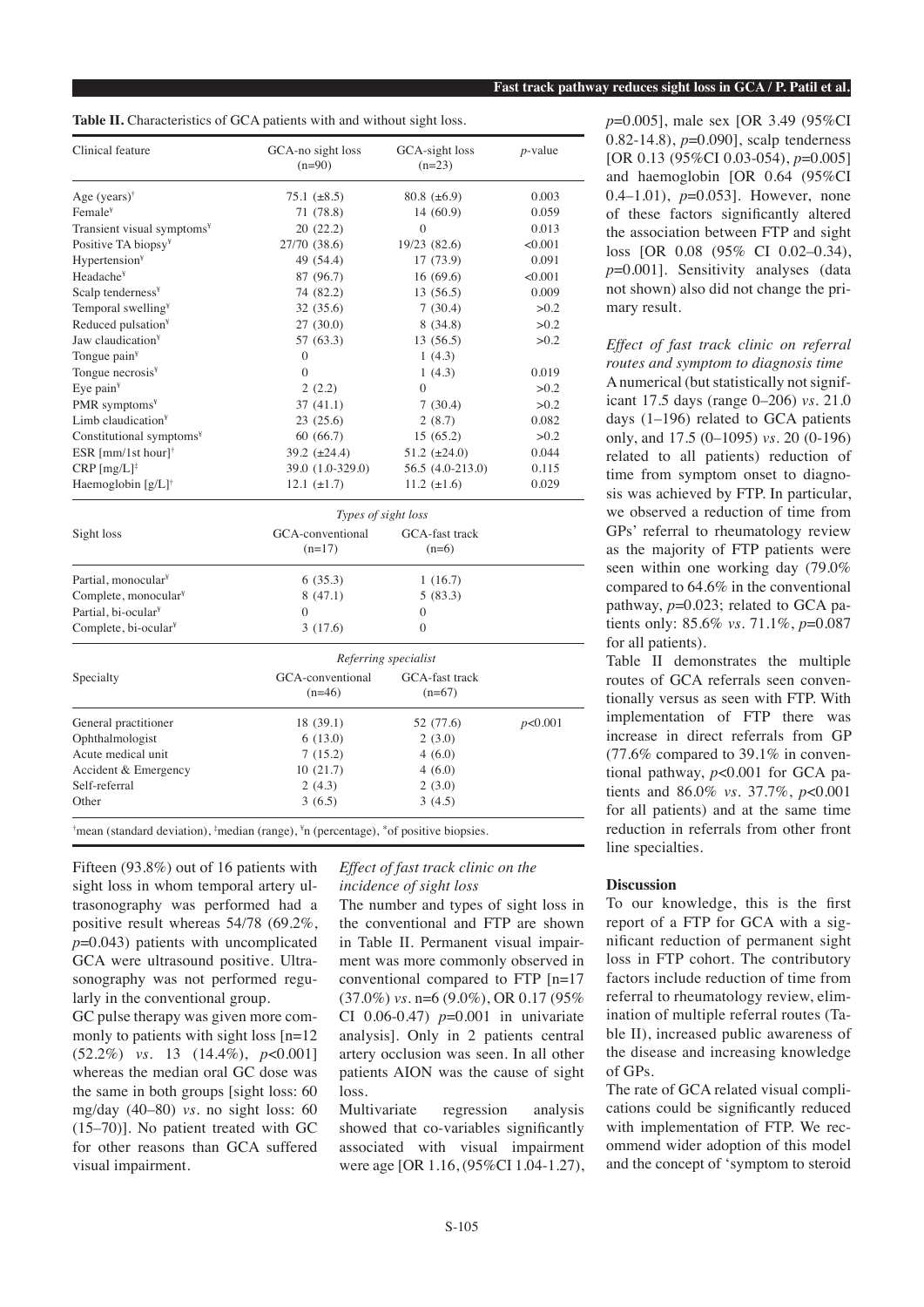**Table II.** Characteristics of GCA patients with and without sight loss.

| Clinical feature | GCA-no sight loss (n=90) | GCA-sight loss (n=23) | *p*-value |
|---|---|---|---|
| Age (years)[†] | 75.1 (±8.5) | 80.8 (±6.9) | 0.003 |
| Female[¥] | 71 (78.8) | 14 (60.9) | 0.059 |
| Transient visual symptoms[¥] | 20 (22.2) | 0 | 0.013 |
| Positive TA biopsy[¥] | 27/70 (38.6) | 19/23 (82.6) | <0.001 |
| Hypertension[¥] | 49 (54.4) | 17 (73.9) | 0.091 |
| Headache[¥] | 87 (96.7) | 16 (69.6) | <0.001 |
| Scalp tenderness[¥] | 74 (82.2) | 13 (56.5) | 0.009 |
| Temporal swelling[¥] | 32 (35.6) | 7 (30.4) | >0.2 |
| Reduced pulsation[¥] | 27 (30.0) | 8 (34.8) | >0.2 |
| Jaw claudication[¥] | 57 (63.3) | 13 (56.5) | >0.2 |
| Tongue pain[¥] | 0 | 1 (4.3) | |
| Tongue necrosis[¥] | 0 | 1 (4.3) | 0.019 |
| Eye pain[¥] | 2 (2.2) | 0 | >0.2 |
| PMR symptoms[¥] | 37 (41.1) | 7 (30.4) | >0.2 |
| Limb claudication[¥] | 23 (25.6) | 2 (8.7) | 0.082 |
| Constitutional symptoms[¥] | 60 (66.7) | 15 (65.2) | >0.2 |
| ESR [mm/1st hour][†] | 39.2 (±24.4) | 51.2 (±24.0) | 0.044 |
| CRP [mg/L][‡] | 39.0 (1.0-329.0) | 56.5 (4.0-213.0) | 0.115 |
| Haemoglobin [g/L][†] | 12.1 (±1.7) | 11.2 (±1.6) | 0.029 |
| | *Types of sight loss* | | |
| Sight loss | GCA-conventional (n=17) | GCA-fast track (n=6) | |
| Partial, monocular[¥] | 6 (35.3) | 1 (16.7) | |
| Complete, monocular[¥] | 8 (47.1) | 5 (83.3) | |
| Partial, bi-ocular[¥] | 0 | 0 | |
| Complete, bi-ocular[¥] | 3 (17.6) | 0 | |
| | *Referring specialist* | | |
| Specialty | GCA-conventional (n=46) | GCA-fast track (n=67) | |
| General practitioner | 18 (39.1) | 52 (77.6) | *p*<0.001 |
| Ophthalmologist | 6 (13.0) | 2 (3.0) | |
| Acute medical unit | 7 (15.2) | 4 (6.0) | |
| Accident & Emergency | 10 (21.7) | 4 (6.0) | |
| Self-referral | 2 (4.3) | 2 (3.0) | |
| Other | 3 (6.5) | 3 (4.5) | |

[†]mean (standard deviation), [‡]median (range), [¥]n (percentage), [*]of positive biopsies.

Fifteen (93.8%) out of 16 patients with sight loss in whom temporal artery ultrasonography was performed had a positive result whereas 54/78 (69.2%, *p*=0.043) patients with uncomplicated GCA were ultrasound positive. Ultrasonography was not performed regularly in the conventional group.

GC pulse therapy was given more commonly to patients with sight loss [n=12 (52.2%) *vs.* 13 (14.4%), *p*<0.001] whereas the median oral GC dose was the same in both groups [sight loss: 60 mg/day (40–80) *vs.* no sight loss: 60 (15–70)]. No patient treated with GC for other reasons than GCA suffered visual impairment.

*Effect of fast track clinic on the incidence of sight loss*

The number and types of sight loss in the conventional and FTP are shown in Table II. Permanent visual impairment was more commonly observed in conventional compared to FTP [n=17 (37.0%) *vs.* n=6 (9.0%), OR 0.17 (95% CI 0.06-0.47) *p*=0.001 in univariate analysis]. Only in 2 patients central artery occlusion was seen. In all other patients AION was the cause of sight loss.

Multivariate regression analysis showed that co-variables significantly associated with visual impairment were age [OR 1.16, (95%CI 1.04-1.27), *p*=0.005], male sex [OR 3.49 (95%CI 0.82-14.8), *p*=0.090], scalp tenderness [OR 0.13 (95%CI 0.03-054), *p*=0.005] and haemoglobin [OR 0.64 (95%CI 0.4–1.01), *p*=0.053]. However, none of these factors significantly altered the association between FTP and sight loss [OR 0.08 (95% CI 0.02–0.34), *p*=0.001]. Sensitivity analyses (data not shown) also did not change the primary result.

*Effect of fast track clinic on referral routes and symptom to diagnosis time*

A numerical (but statistically not significant 17.5 days (range 0–206) *vs.* 21.0 days (1–196) related to GCA patients only, and 17.5 (0–1095) *vs.* 20 (0-196) related to all patients) reduction of time from symptom onset to diagnosis was achieved by FTP. In particular, we observed a reduction of time from GPs' referral to rheumatology review as the majority of FTP patients were seen within one working day (79.0% compared to 64.6% in the conventional pathway, *p*=0.023; related to GCA patients only: 85.6% *vs.* 71.1%, *p*=0.087 for all patients).

Table II demonstrates the multiple routes of GCA referrals seen conventionally versus as seen with FTP. With implementation of FTP there was increase in direct referrals from GP (77.6% compared to 39.1% in conventional pathway, *p*<0.001 for GCA patients and 86.0% *vs.* 37.7%, *p*<0.001 for all patients) and at the same time reduction in referrals from other front line specialties.

## Discussion

To our knowledge, this is the first report of a FTP for GCA with a significant reduction of permanent sight loss in FTP cohort. The contributory factors include reduction of time from referral to rheumatology review, elimination of multiple referral routes (Table II), increased public awareness of the disease and increasing knowledge of GPs.

The rate of GCA related visual complications could be significantly reduced with implementation of FTP. We recommend wider adoption of this model and the concept of 'symptom to steroid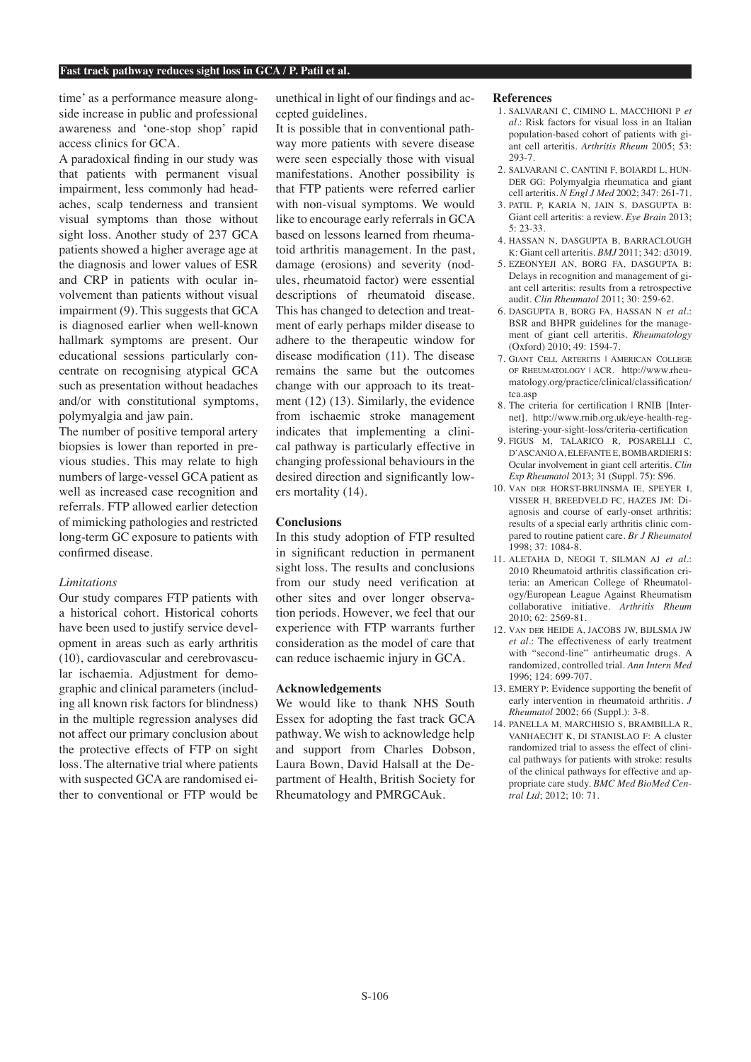time' as a performance measure alongside increase in public and professional awareness and 'one-stop shop' rapid access clinics for GCA.

A paradoxical finding in our study was that patients with permanent visual impairment, less commonly had headaches, scalp tenderness and transient visual symptoms than those without sight loss. Another study of 237 GCA patients showed a higher average age at the diagnosis and lower values of ESR and CRP in patients with ocular involvement than patients without visual impairment (9). This suggests that GCA is diagnosed earlier when well-known hallmark symptoms are present. Our educational sessions particularly concentrate on recognising atypical GCA such as presentation without headaches and/or with constitutional symptoms, polymyalgia and jaw pain.

The number of positive temporal artery biopsies is lower than reported in previous studies. This may relate to high numbers of large-vessel GCA patient as well as increased case recognition and referrals. FTP allowed earlier detection of mimicking pathologies and restricted long-term GC exposure to patients with confirmed disease.

*Limitations*

Our study compares FTP patients with a historical cohort. Historical cohorts have been used to justify service development in areas such as early arthritis (10), cardiovascular and cerebrovascular ischaemia. Adjustment for demographic and clinical parameters (including all known risk factors for blindness) in the multiple regression analyses did not affect our primary conclusion about the protective effects of FTP on sight loss. The alternative trial where patients with suspected GCA are randomised either to conventional or FTP would be unethical in light of our findings and accepted guidelines.

It is possible that in conventional pathway more patients with severe disease were seen especially those with visual manifestations. Another possibility is that FTP patients were referred earlier with non-visual symptoms. We would like to encourage early referrals in GCA based on lessons learned from rheumatoid arthritis management. In the past, damage (erosions) and severity (nodules, rheumatoid factor) were essential descriptions of rheumatoid disease. This has changed to detection and treatment of early perhaps milder disease to adhere to the therapeutic window for disease modification (11). The disease remains the same but the outcomes change with our approach to its treatment (12) (13). Similarly, the evidence from ischaemic stroke management indicates that implementing a clinical pathway is particularly effective in changing professional behaviours in the desired direction and significantly lowers mortality (14).

### Conclusions

In this study adoption of FTP resulted in significant reduction in permanent sight loss. The results and conclusions from our study need verification at other sites and over longer observation periods. However, we feel that our experience with FTP warrants further consideration as the model of care that can reduce ischaemic injury in GCA.

### Acknowledgements

We would like to thank NHS South Essex for adopting the fast track GCA pathway. We wish to acknowledge help and support from Charles Dobson, Laura Bown, David Halsall at the Department of Health, British Society for Rheumatology and PMRGCAuk.

### References

1. SALVARANI C, CIMINO L, MACCHIONI P *et al.*: Risk factors for visual loss in an Italian population-based cohort of patients with giant cell arteritis. *Arthritis Rheum* 2005; 53: 293-7.
2. SALVARANI C, CANTINI F, BOIARDI L, HUNDER GG: Polymyalgia rheumatica and giant cell arteritis. *N Engl J Med* 2002; 347: 261-71.
3. PATIL P, KARIA N, JAIN S, DASGUPTA B: Giant cell arteritis: a review. *Eye Brain* 2013; 5: 23-33.
4. HASSAN N, DASGUPTA B, BARRACLOUGH K: Giant cell arteritis. *BMJ* 2011; 342: d3019.
5. EZEONYEJI AN, BORG FA, DASGUPTA B: Delays in recognition and management of giant cell arteritis: results from a retrospective audit. *Clin Rheumatol* 2011; 30: 259-62.
6. DASGUPTA B, BORG FA, HASSAN N *et al.*: BSR and BHPR guidelines for the management of giant cell arteritis. *Rheumatology* (Oxford) 2010; 49: 1594-7.
7. GIANT CELL ARTERITIS | AMERICAN COLLEGE OF RHEUMATOLOGY | ACR. http://www.rheumatology.org/practice/clinical/classification/tca.asp
8. The criteria for certification | RNIB [Internet]. http://www.rnib.org.uk/eye-health-registering-your-sight-loss/criteria-certification
9. FIGUS M, TALARICO R, POSARELLI C, D'ASCANIO A, ELEFANTE E, BOMBARDIERI S: Ocular involvement in giant cell arteritis. *Clin Exp Rheumatol* 2013; 31 (Suppl. 75): S96.
10. VAN DER HORST-BRUINSMA IE, SPEYER I, VISSER H, BREEDVELD FC, HAZES JM: Diagnosis and course of early-onset arthritis: results of a special early arthritis clinic compared to routine patient care. *Br J Rheumatol* 1998; 37: 1084-8.
11. ALETAHA D, NEOGI T, SILMAN AJ *et al.*: 2010 Rheumatoid arthritis classification criteria: an American College of Rheumatology/European League Against Rheumatism collaborative initiative. *Arthritis Rheum* 2010; 62: 2569-81.
12. VAN DER HEIDE A, JACOBS JW, BIJLSMA JW *et al.*: The effectiveness of early treatment with "second-line" antirheumatic drugs. A randomized, controlled trial. *Ann Intern Med* 1996; 124: 699-707.
13. EMERY P: Evidence supporting the benefit of early intervention in rheumatoid arthritis. *J Rheumatol* 2002; 66 (Suppl.): 3-8.
14. PANELLA M, MARCHISIO S, BRAMBILLA R, VANHAECHT K, DI STANISLAO F: A cluster randomized trial to assess the effect of clinical pathways for patients with stroke: results of the clinical pathways for effective and appropriate care study. *BMC Med BioMed Central Ltd*; 2012; 10: 71.